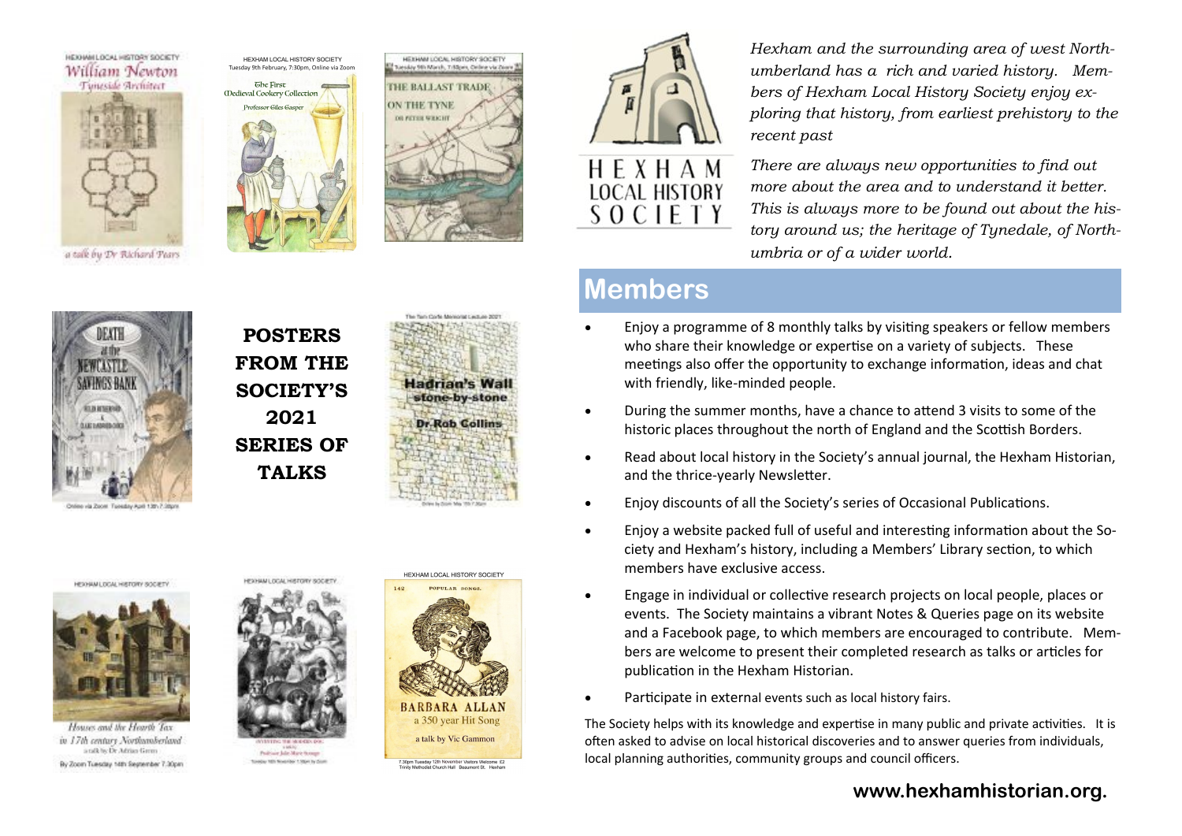**POSTERS FROM THE SOCIETY'S 2021 SERIES OF TALKS**

HEXHAM LOCAL HISTORY SOCIETY

*Hexham and the surrounding area of west Northumberland has a rich and varied history. Members of Hexham Local History Society enjoy exploring that history, from earliest prehistory to the recent past*

*There are always new opportunities to find out more about the area and to understand it better. This is always more to be found out about the history around us; the heritage of Tynedale, of Northumbria or of a wider world.*

## Members

- Enjoy a programme of 8 monthly talks by visiting speakers or fellow members who share their knowledge or expertise on a variety of subjects. These meetings also offer the opportunity to exchange information, ideas and chat with friendly, like-minded people.
- During the summer months, have a chance to attend 3 visits to some of the historic places throughout the north of England and the Scottish Borders.
- Read about local history in the Society's annual journal, the Hexham Historian, and the thrice-yearly Newsletter.
- Enjoy discounts of all the Society's series of Occasional Publications.
- Enjoy a website packed full of useful and interesting information about the Society and Hexham's history, including a Members' Library section, to which members have exclusive access.
- Engage in individual or collective research projects on local people, places or events. The Society maintains a vibrant Notes & Queries page on its website and a Facebook page, to which members are encouraged to contribute. Members are welcome to present their completed research as talks or articles for publication in the Hexham Historian.
- Participate in external events such as local history fairs.

The Society helps with its knowledge and expertise in many public and private activities. It is often asked to advise on local historical discoveries and to answer queries from individuals, local planning authorities, community groups and council officers.

**www.hexhamhistorian.org.**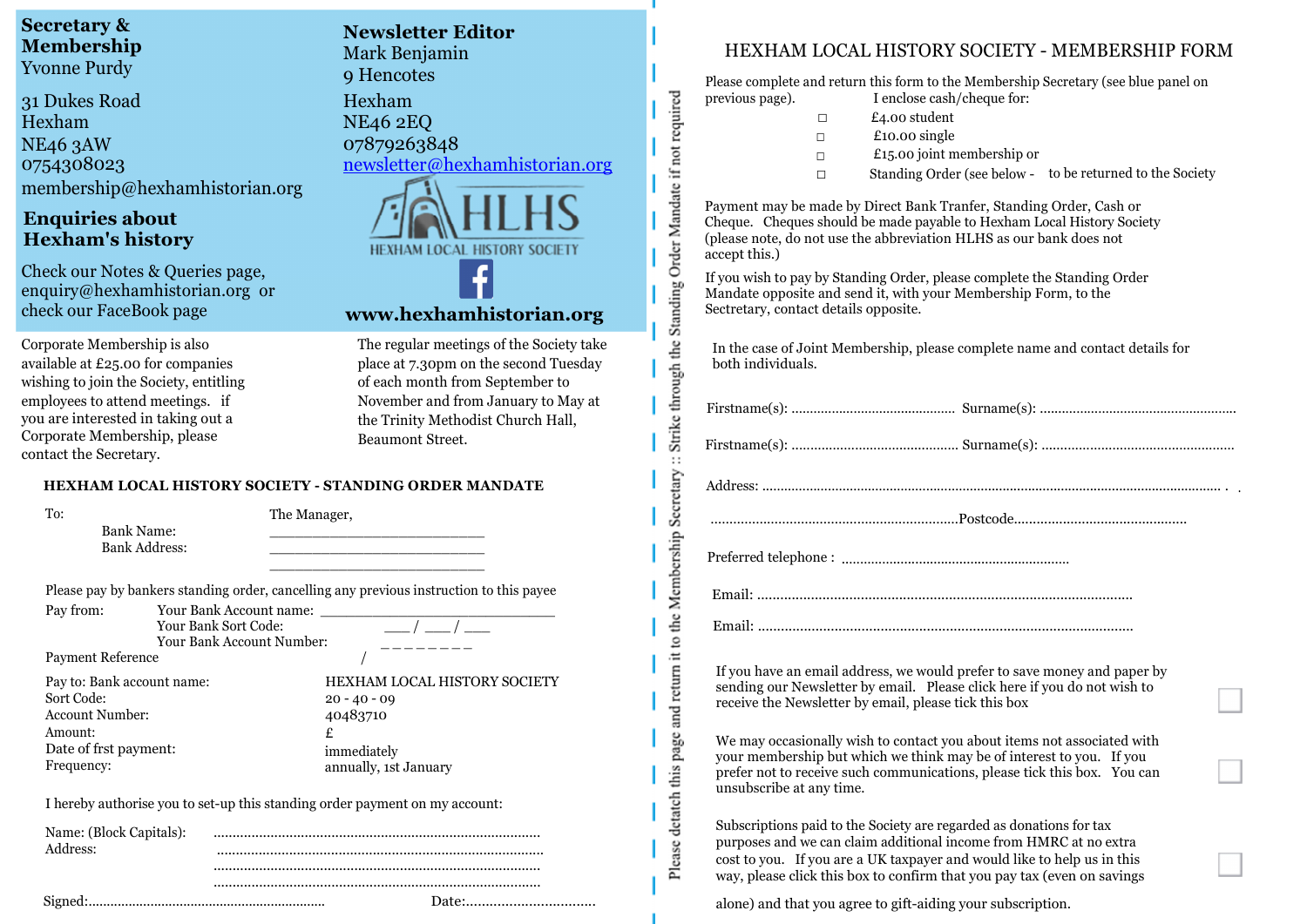**Secretary & Membership**
Yvonne Purdy

31 Dukes Road
Hexham
NE46 3AW
0754308023
membership@hexhamhistorian.org

**Newsletter Editor**
Mark Benjamin
9 Hencotes
Hexham
NE46 2EQ
07879263848
newsletter@hexhamhistorian.org

**Enquiries about Hexham's history**

Check our Notes & Queries page,
enquiry@hexhamhistorian.org or
check our FaceBook page

HLHS
HEXHAM LOCAL HISTORY SOCIETY

**www.hexhamhistorian.org**

Corporate Membership is also available at £25.00 for companies wishing to join the Society, entitling employees to attend meetings. if you are interested in taking out a Corporate Membership, please contact the Secretary.

The regular meetings of the Society take place at 7.30pm on the second Tuesday of each month from September to November and from January to May at the Trinity Methodist Church Hall, Beaumont Street.

## HEXHAM LOCAL HISTORY SOCIETY - STANDING ORDER MANDATE

To: The Manager,
Bank Name: ___________________________
Bank Address: ___________________________
___________________________

Please pay by bankers standing order, cancelling any previous instruction to this payee

Pay from: Your Bank Account name: ______________________________
Your Bank Sort Code: ___ / ___ / ___
Your Bank Account Number: _ _ _ _ _ _ _ _

Payment Reference /

| | |
|---|---|
| Pay to: Bank account name: | HEXHAM LOCAL HISTORY SOCIETY |
| Sort Code: | 20 - 40 - 09 |
| Account Number: | 40483710 |
| Amount: | £ |
| Date of frst payment: | immediately |
| Frequency: | annually, 1st January |

I hereby authorise you to set-up this standing order payment on my account:

Name: (Block Capitals): ......................................................................................
Address: ......................................................................................
......................................................................................
......................................................................................

Signed:................................................................ Date:.................................

Please detatch this page and return it to the Membership Secretary :: Strike through the Standing Order Mandate if not required

## HEXHAM LOCAL HISTORY SOCIETY - MEMBERSHIP FORM

Please complete and return this form to the Membership Secretary (see blue panel on previous page). I enclose cash/cheque for:

- ☐ £4.00 student
- ☐ £10.00 single
- ☐ £15.00 joint membership or
- ☐ Standing Order (see below - to be returned to the Society

Payment may be made by Direct Bank Tranfer, Standing Order, Cash or Cheque. Cheques should be made payable to Hexham Local History Society (please note, do not use the abbreviation HLHS as our bank does not accept this.)

If you wish to pay by Standing Order, please complete the Standing Order Mandate opposite and send it, with your Membership Form, to the Sectretary, contact details opposite.

In the case of Joint Membership, please complete name and contact details for both individuals.

Firstname(s): ............................................ Surname(s): ....................................................

Firstname(s): ............................................ Surname(s): ....................................................

Address: ...........................................................................................................................

.................................................................Postcode.............................................

Preferred telephone : ............................................................

Email: ..................................................................................................

Email: ..................................................................................................

If you have an email address, we would prefer to save money and paper by sending our Newsletter by email. Please click here if you do not wish to receive the Newsletter by email, please tick this box ☐

We may occasionally wish to contact you about items not associated with your membership but which we think may be of interest to you. If you prefer not to receive such communications, please tick this box. You can unsubscribe at any time. ☐

Subscriptions paid to the Society are regarded as donations for tax purposes and we can claim additional income from HMRC at no extra cost to you. If you are a UK taxpayer and would like to help us in this way, please click this box to confirm that you pay tax (even on savings alone) and that you agree to gift-aiding your subscription. ☐